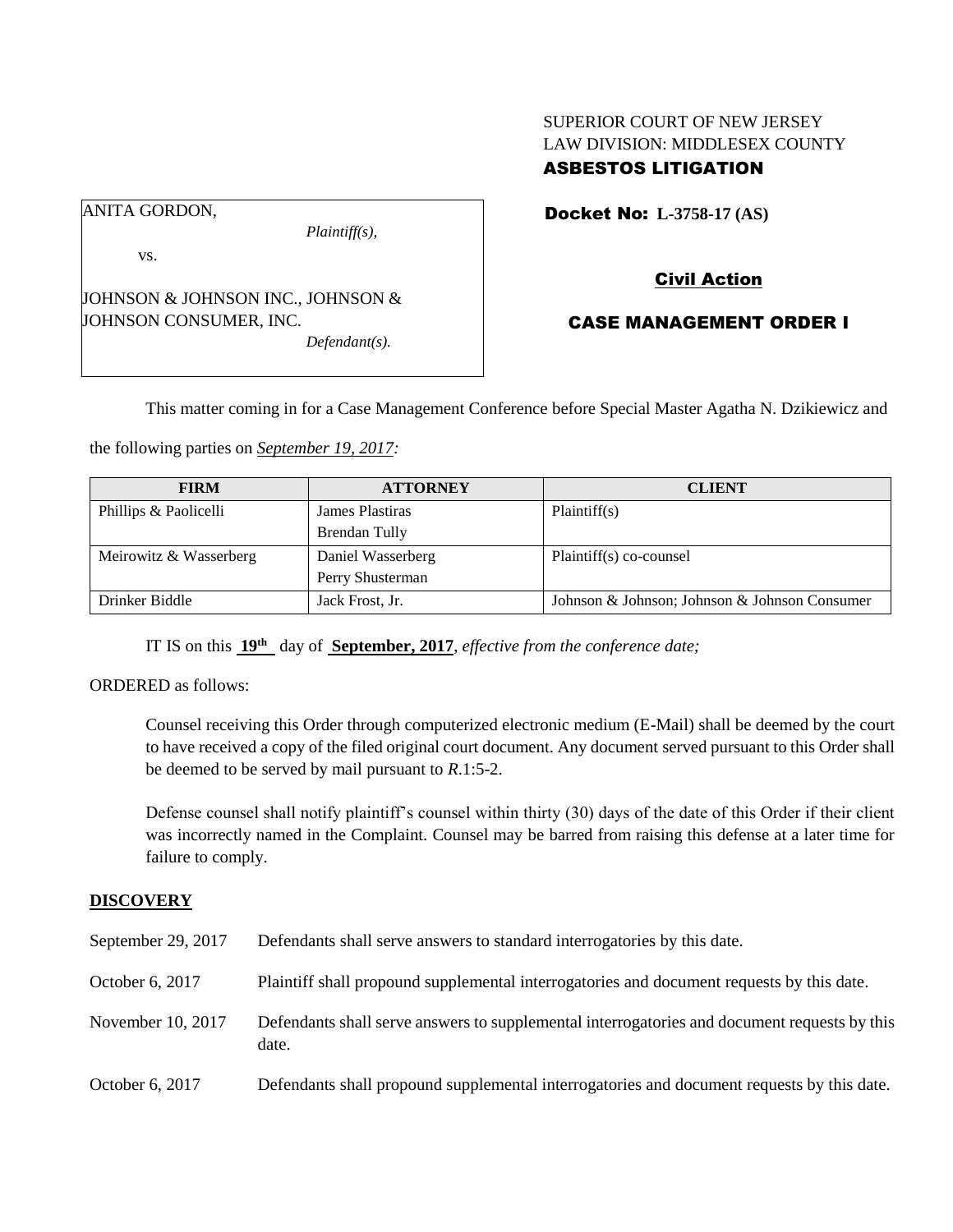SUPERIOR COURT OF NEW JERSEY
LAW DIVISION: MIDDLESEX COUNTY
**ASBESTOS LITIGATION**

ANITA GORDON,
*Plaintiff(s),*

vs.

JOHNSON & JOHNSON INC., JOHNSON & JOHNSON CONSUMER, INC.
*Defendant(s).*

**Docket No: L-3758-17 (AS)**

**Civil Action**

**CASE MANAGEMENT ORDER I**

This matter coming in for a Case Management Conference before Special Master Agatha N. Dzikiewicz and the following parties on *September 19, 2017:*

| FIRM | ATTORNEY | CLIENT |
|---|---|---|
| Phillips & Paolicelli | James Plastiras<br>Brendan Tully | Plaintiff(s) |
| Meirowitz & Wasserberg | Daniel Wasserberg<br>Perry Shusterman | Plaintiff(s) co-counsel |
| Drinker Biddle | Jack Frost, Jr. | Johnson & Johnson; Johnson & Johnson Consumer |

IT IS on this **19th** day of **September, 2017**, *effective from the conference date;*

ORDERED as follows:

Counsel receiving this Order through computerized electronic medium (E-Mail) shall be deemed by the court to have received a copy of the filed original court document. Any document served pursuant to this Order shall be deemed to be served by mail pursuant to *R*.1:5-2.

Defense counsel shall notify plaintiff's counsel within thirty (30) days of the date of this Order if their client was incorrectly named in the Complaint. Counsel may be barred from raising this defense at a later time for failure to comply.

**DISCOVERY**

| | |
|---|---|
| September 29, 2017 | Defendants shall serve answers to standard interrogatories by this date. |
| October 6, 2017 | Plaintiff shall propound supplemental interrogatories and document requests by this date. |
| November 10, 2017 | Defendants shall serve answers to supplemental interrogatories and document requests by this date. |
| October 6, 2017 | Defendants shall propound supplemental interrogatories and document requests by this date. |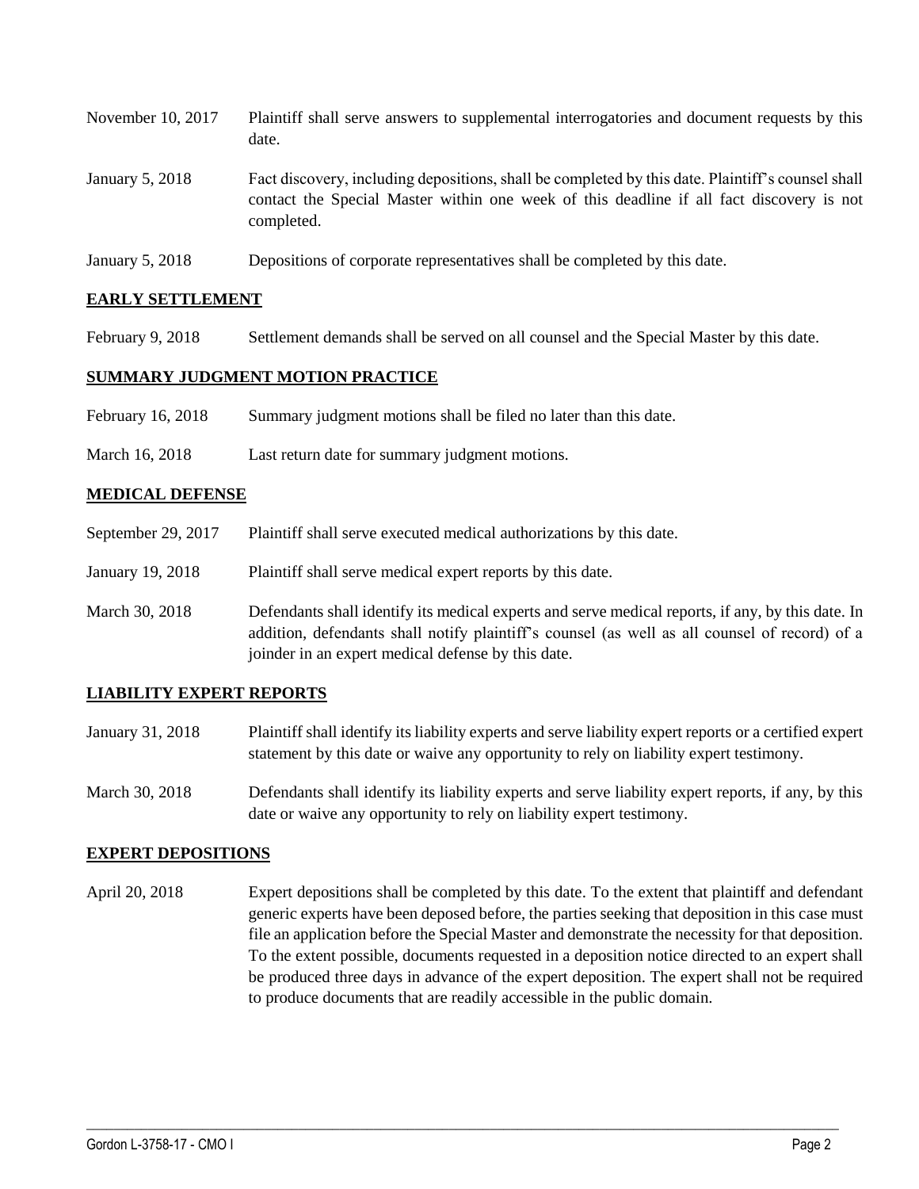| | |
|---|---|
| November 10, 2017 | Plaintiff shall serve answers to supplemental interrogatories and document requests by this date. |
| January 5, 2018 | Fact discovery, including depositions, shall be completed by this date. Plaintiff's counsel shall contact the Special Master within one week of this deadline if all fact discovery is not completed. |
| January 5, 2018 | Depositions of corporate representatives shall be completed by this date. |

## EARLY SETTLEMENT

| | |
|---|---|
| February 9, 2018 | Settlement demands shall be served on all counsel and the Special Master by this date. |

## SUMMARY JUDGMENT MOTION PRACTICE

| | |
|---|---|
| February 16, 2018 | Summary judgment motions shall be filed no later than this date. |
| March 16, 2018 | Last return date for summary judgment motions. |

## MEDICAL DEFENSE

| | |
|---|---|
| September 29, 2017 | Plaintiff shall serve executed medical authorizations by this date. |
| January 19, 2018 | Plaintiff shall serve medical expert reports by this date. |
| March 30, 2018 | Defendants shall identify its medical experts and serve medical reports, if any, by this date. In addition, defendants shall notify plaintiff's counsel (as well as all counsel of record) of a joinder in an expert medical defense by this date. |

## LIABILITY EXPERT REPORTS

| | |
|---|---|
| January 31, 2018 | Plaintiff shall identify its liability experts and serve liability expert reports or a certified expert statement by this date or waive any opportunity to rely on liability expert testimony. |
| March 30, 2018 | Defendants shall identify its liability experts and serve liability expert reports, if any, by this date or waive any opportunity to rely on liability expert testimony. |

## EXPERT DEPOSITIONS

| | |
|---|---|
| April 20, 2018 | Expert depositions shall be completed by this date. To the extent that plaintiff and defendant generic experts have been deposed before, the parties seeking that deposition in this case must file an application before the Special Master and demonstrate the necessity for that deposition. To the extent possible, documents requested in a deposition notice directed to an expert shall be produced three days in advance of the expert deposition. The expert shall not be required to produce documents that are readily accessible in the public domain. |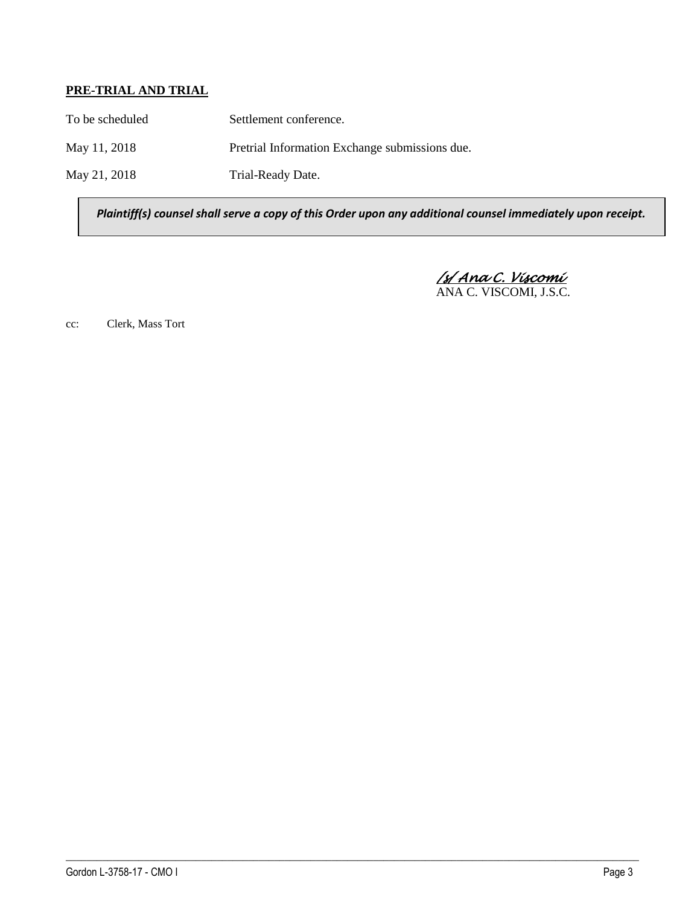**PRE-TRIAL AND TRIAL**

| | |
|---|---|
| To be scheduled | Settlement conference. |
| May 11, 2018 | Pretrial Information Exchange submissions due. |
| May 21, 2018 | Trial-Ready Date. |

***Plaintiff(s) counsel shall serve a copy of this Order upon any additional counsel immediately upon receipt.***

/s/ Ana C. Viscomi
ANA C. VISCOMI, J.S.C.

cc: Clerk, Mass Tort